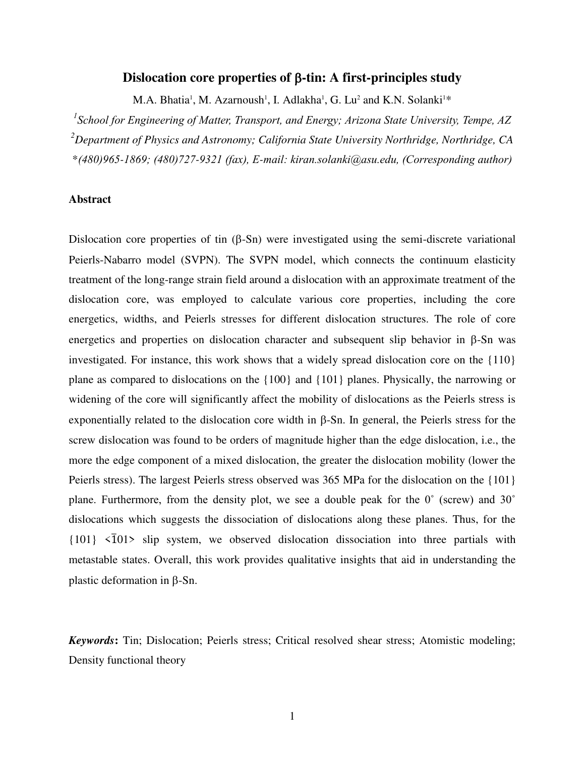# Dislocation core properties of β-tin: A first-principles study

M.A. Bhatia[1], M. Azarnoush[1], I. Adlakha[1], G. Lu[2] and K.N. Solanki[1]*

[1]*School for Engineering of Matter, Transport, and Energy; Arizona State University, Tempe, AZ*

[2]*Department of Physics and Astronomy; California State University Northridge, Northridge, CA*

*\*(480)965-1869; (480)727-9321 (fax), E-mail: kiran.solanki@asu.edu, (Corresponding author)*

## Abstract

Dislocation core properties of tin (β-Sn) were investigated using the semi-discrete variational Peierls-Nabarro model (SVPN). The SVPN model, which connects the continuum elasticity treatment of the long-range strain field around a dislocation with an approximate treatment of the dislocation core, was employed to calculate various core properties, including the core energetics, widths, and Peierls stresses for different dislocation structures. The role of core energetics and properties on dislocation character and subsequent slip behavior in β-Sn was investigated. For instance, this work shows that a widely spread dislocation core on the {110} plane as compared to dislocations on the {100} and {101} planes. Physically, the narrowing or widening of the core will significantly affect the mobility of dislocations as the Peierls stress is exponentially related to the dislocation core width in β-Sn. In general, the Peierls stress for the screw dislocation was found to be orders of magnitude higher than the edge dislocation, i.e., the more the edge component of a mixed dislocation, the greater the dislocation mobility (lower the Peierls stress). The largest Peierls stress observed was 365 MPa for the dislocation on the {101} plane. Furthermore, from the density plot, we see a double peak for the 0˚ (screw) and 30˚ dislocations which suggests the dissociation of dislocations along these planes. Thus, for the {101} <$\bar{1}$01> slip system, we observed dislocation dissociation into three partials with metastable states. Overall, this work provides qualitative insights that aid in understanding the plastic deformation in β-Sn.

***Keywords*:** Tin; Dislocation; Peierls stress; Critical resolved shear stress; Atomistic modeling; Density functional theory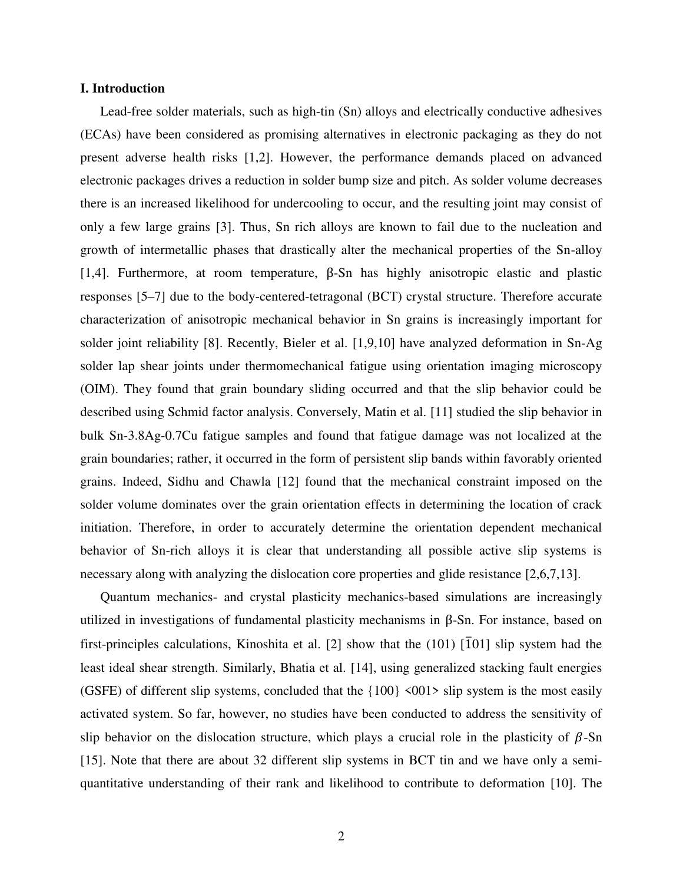## I. Introduction

Lead-free solder materials, such as high-tin (Sn) alloys and electrically conductive adhesives (ECAs) have been considered as promising alternatives in electronic packaging as they do not present adverse health risks [1,2]. However, the performance demands placed on advanced electronic packages drives a reduction in solder bump size and pitch. As solder volume decreases there is an increased likelihood for undercooling to occur, and the resulting joint may consist of only a few large grains [3]. Thus, Sn rich alloys are known to fail due to the nucleation and growth of intermetallic phases that drastically alter the mechanical properties of the Sn-alloy [1,4]. Furthermore, at room temperature, β-Sn has highly anisotropic elastic and plastic responses [5–7] due to the body-centered-tetragonal (BCT) crystal structure. Therefore accurate characterization of anisotropic mechanical behavior in Sn grains is increasingly important for solder joint reliability [8]. Recently, Bieler et al. [1,9,10] have analyzed deformation in Sn-Ag solder lap shear joints under thermomechanical fatigue using orientation imaging microscopy (OIM). They found that grain boundary sliding occurred and that the slip behavior could be described using Schmid factor analysis. Conversely, Matin et al. [11] studied the slip behavior in bulk Sn-3.8Ag-0.7Cu fatigue samples and found that fatigue damage was not localized at the grain boundaries; rather, it occurred in the form of persistent slip bands within favorably oriented grains. Indeed, Sidhu and Chawla [12] found that the mechanical constraint imposed on the solder volume dominates over the grain orientation effects in determining the location of crack initiation. Therefore, in order to accurately determine the orientation dependent mechanical behavior of Sn-rich alloys it is clear that understanding all possible active slip systems is necessary along with analyzing the dislocation core properties and glide resistance [2,6,7,13].

Quantum mechanics- and crystal plasticity mechanics-based simulations are increasingly utilized in investigations of fundamental plasticity mechanisms in β-Sn. For instance, based on first-principles calculations, Kinoshita et al. [2] show that the (101) [$\bar{1}$01] slip system had the least ideal shear strength. Similarly, Bhatia et al. [14], using generalized stacking fault energies (GSFE) of different slip systems, concluded that the {100} <001> slip system is the most easily activated system. So far, however, no studies have been conducted to address the sensitivity of slip behavior on the dislocation structure, which plays a crucial role in the plasticity of $\beta$-Sn [15]. Note that there are about 32 different slip systems in BCT tin and we have only a semi-quantitative understanding of their rank and likelihood to contribute to deformation [10]. The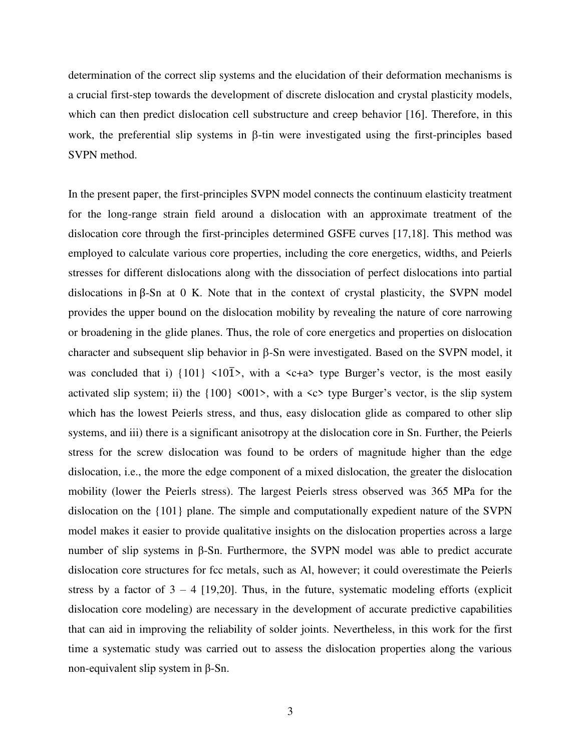determination of the correct slip systems and the elucidation of their deformation mechanisms is a crucial first-step towards the development of discrete dislocation and crystal plasticity models, which can then predict dislocation cell substructure and creep behavior [16]. Therefore, in this work, the preferential slip systems in β-tin were investigated using the first-principles based SVPN method.

In the present paper, the first-principles SVPN model connects the continuum elasticity treatment for the long-range strain field around a dislocation with an approximate treatment of the dislocation core through the first-principles determined GSFE curves [17,18]. This method was employed to calculate various core properties, including the core energetics, widths, and Peierls stresses for different dislocations along with the dissociation of perfect dislocations into partial dislocations in β-Sn at 0 K. Note that in the context of crystal plasticity, the SVPN model provides the upper bound on the dislocation mobility by revealing the nature of core narrowing or broadening in the glide planes. Thus, the role of core energetics and properties on dislocation character and subsequent slip behavior in β-Sn were investigated. Based on the SVPN model, it was concluded that i) {101} <$10\bar{1}$>, with a <c+a> type Burger's vector, is the most easily activated slip system; ii) the {100} <001>, with a <c> type Burger's vector, is the slip system which has the lowest Peierls stress, and thus, easy dislocation glide as compared to other slip systems, and iii) there is a significant anisotropy at the dislocation core in Sn. Further, the Peierls stress for the screw dislocation was found to be orders of magnitude higher than the edge dislocation, i.e., the more the edge component of a mixed dislocation, the greater the dislocation mobility (lower the Peierls stress). The largest Peierls stress observed was 365 MPa for the dislocation on the {101} plane. The simple and computationally expedient nature of the SVPN model makes it easier to provide qualitative insights on the dislocation properties across a large number of slip systems in β-Sn. Furthermore, the SVPN model was able to predict accurate dislocation core structures for fcc metals, such as Al, however; it could overestimate the Peierls stress by a factor of 3 – 4 [19,20]. Thus, in the future, systematic modeling efforts (explicit dislocation core modeling) are necessary in the development of accurate predictive capabilities that can aid in improving the reliability of solder joints. Nevertheless, in this work for the first time a systematic study was carried out to assess the dislocation properties along the various non-equivalent slip system in β-Sn.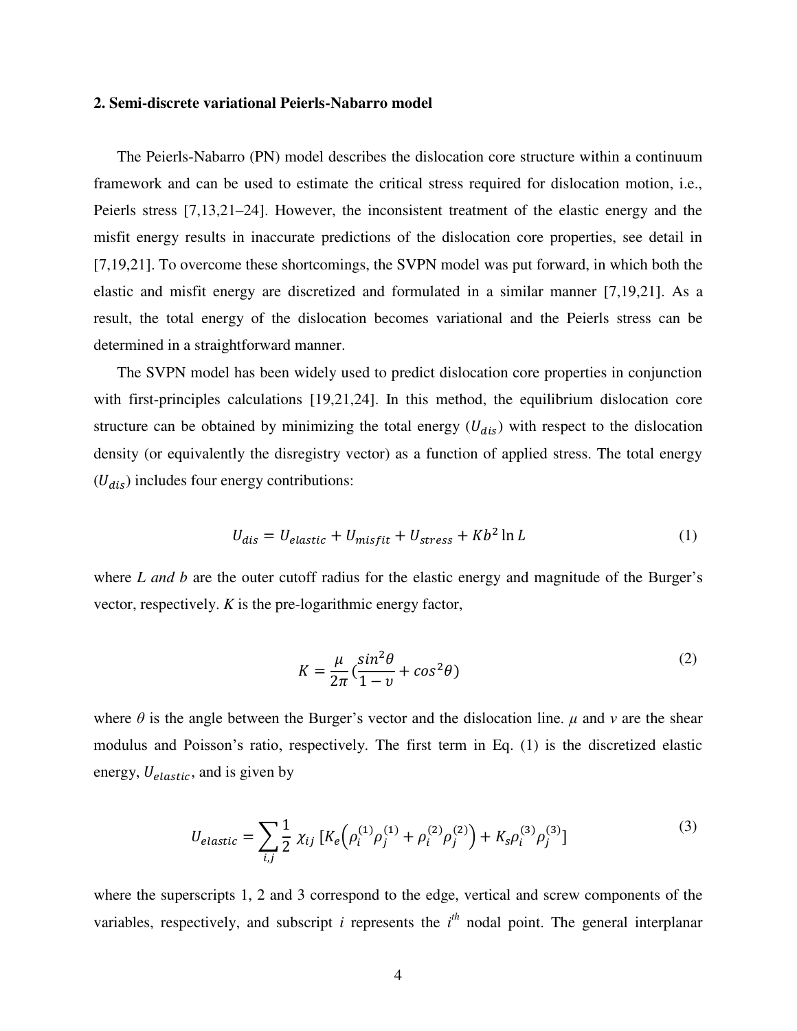## 2. Semi-discrete variational Peierls-Nabarro model

The Peierls-Nabarro (PN) model describes the dislocation core structure within a continuum framework and can be used to estimate the critical stress required for dislocation motion, i.e., Peierls stress [7,13,21–24]. However, the inconsistent treatment of the elastic energy and the misfit energy results in inaccurate predictions of the dislocation core properties, see detail in [7,19,21]. To overcome these shortcomings, the SVPN model was put forward, in which both the elastic and misfit energy are discretized and formulated in a similar manner [7,19,21]. As a result, the total energy of the dislocation becomes variational and the Peierls stress can be determined in a straightforward manner.

The SVPN model has been widely used to predict dislocation core properties in conjunction with first-principles calculations [19,21,24]. In this method, the equilibrium dislocation core structure can be obtained by minimizing the total energy ($U_{dis}$) with respect to the dislocation density (or equivalently the disregistry vector) as a function of applied stress. The total energy ($U_{dis}$) includes four energy contributions:

$$U_{dis} = U_{elastic} + U_{misfit} + U_{stress} + Kb^2 \ln L \tag{1}$$

where *L and b* are the outer cutoff radius for the elastic energy and magnitude of the Burger's vector, respectively. *K* is the pre-logarithmic energy factor,

$$K = \frac{\mu}{2\pi}\left(\frac{sin^2\theta}{1-\upsilon} + cos^2(\theta)\right) \tag{2}$$

where $\theta$ is the angle between the Burger's vector and the dislocation line. $\mu$ and $v$ are the shear modulus and Poisson's ratio, respectively. The first term in Eq. (1) is the discretized elastic energy, $U_{elastic}$, and is given by

$$U_{elastic} = \sum_{i,j} \frac{1}{2}\ \chi_{ij}\ [K_e\left(\rho_i^{(1)}\rho_j^{(1)} + \rho_i^{(2)}\rho_j^{(2)}\right) + K_s\rho_i^{(3)}\rho_j^{(3)}] \tag{3}$$

where the superscripts 1, 2 and 3 correspond to the edge, vertical and screw components of the variables, respectively, and subscript *i* represents the $i^{th}$ nodal point. The general interplanar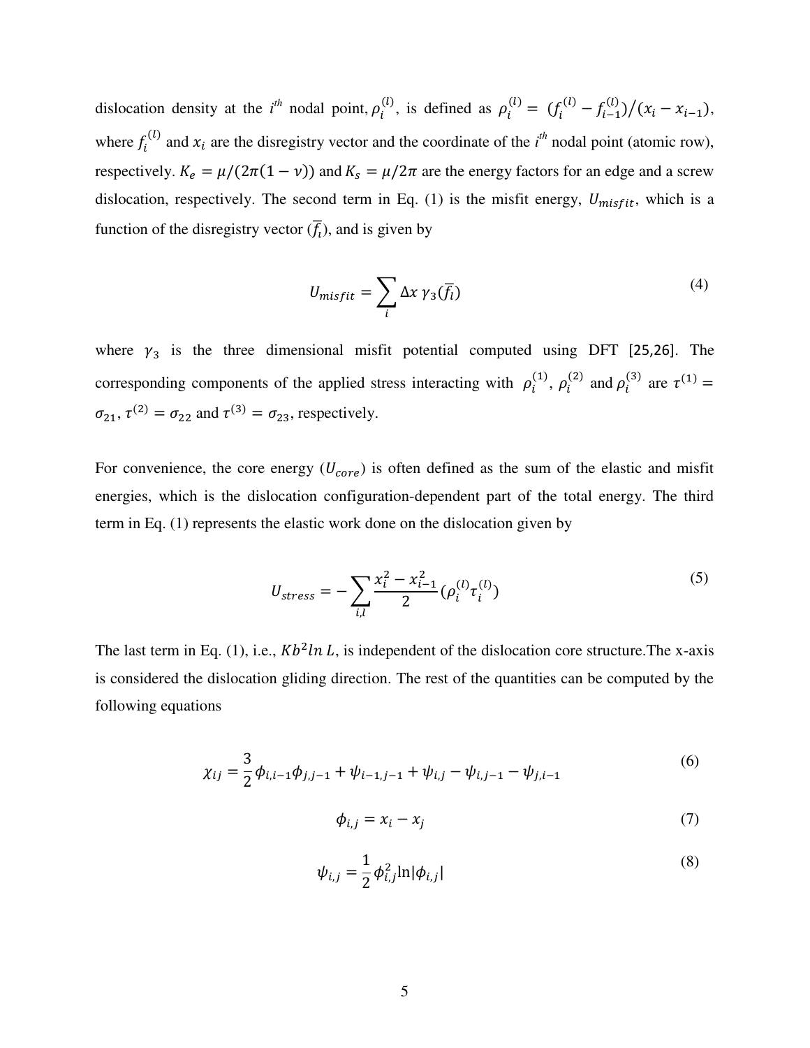dislocation density at the $i^{th}$ nodal point, $\rho_i^{(l)}$, is defined as $\rho_i^{(l)} = (f_i^{(l)} - f_{i-1}^{(l)})/(x_i - x_{i-1})$, where $f_i^{(l)}$ and $x_i$ are the disregistry vector and the coordinate of the $i^{th}$ nodal point (atomic row), respectively. $K_e = \mu/(2\pi(1-\nu))$ and $K_s = \mu/2\pi$ are the energy factors for an edge and a screw dislocation, respectively. The second term in Eq. (1) is the misfit energy, $U_{misfit}$, which is a function of the disregistry vector ($\bar{f}_i$), and is given by

$$U_{misfit} = \sum_i \Delta x \, \gamma_3(\bar{f}_i) \tag{4}$$

where $\gamma_3$ is the three dimensional misfit potential computed using DFT [25,26]. The corresponding components of the applied stress interacting with $\rho_i^{(1)}$, $\rho_i^{(2)}$ and $\rho_i^{(3)}$ are $\tau^{(1)} = \sigma_{21}$, $\tau^{(2)} = \sigma_{22}$ and $\tau^{(3)} = \sigma_{23}$, respectively.

For convenience, the core energy ($U_{core}$) is often defined as the sum of the elastic and misfit energies, which is the dislocation configuration-dependent part of the total energy. The third term in Eq. (1) represents the elastic work done on the dislocation given by

$$U_{stress} = -\sum_{i,l} \frac{x_i^2 - x_{i-1}^2}{2} (\rho_i^{(l)} \tau_i^{(l)}) \tag{5}$$

The last term in Eq. (1), i.e., $Kb^2 ln\, L$, is independent of the dislocation core structure.The x-axis is considered the dislocation gliding direction. The rest of the quantities can be computed by the following equations

$$\chi_{ij} = \frac{3}{2} \phi_{i,i-1} \phi_{j,j-1} + \psi_{i-1,j-1} + \psi_{i,j} - \psi_{i,j-1} - \psi_{j,i-1} \tag{6}$$

$$\phi_{i,j} = x_i - x_j \tag{7}$$

$$\psi_{i,j} = \frac{1}{2} \phi_{i,j}^2 \ln|\phi_{i,j}| \tag{8}$$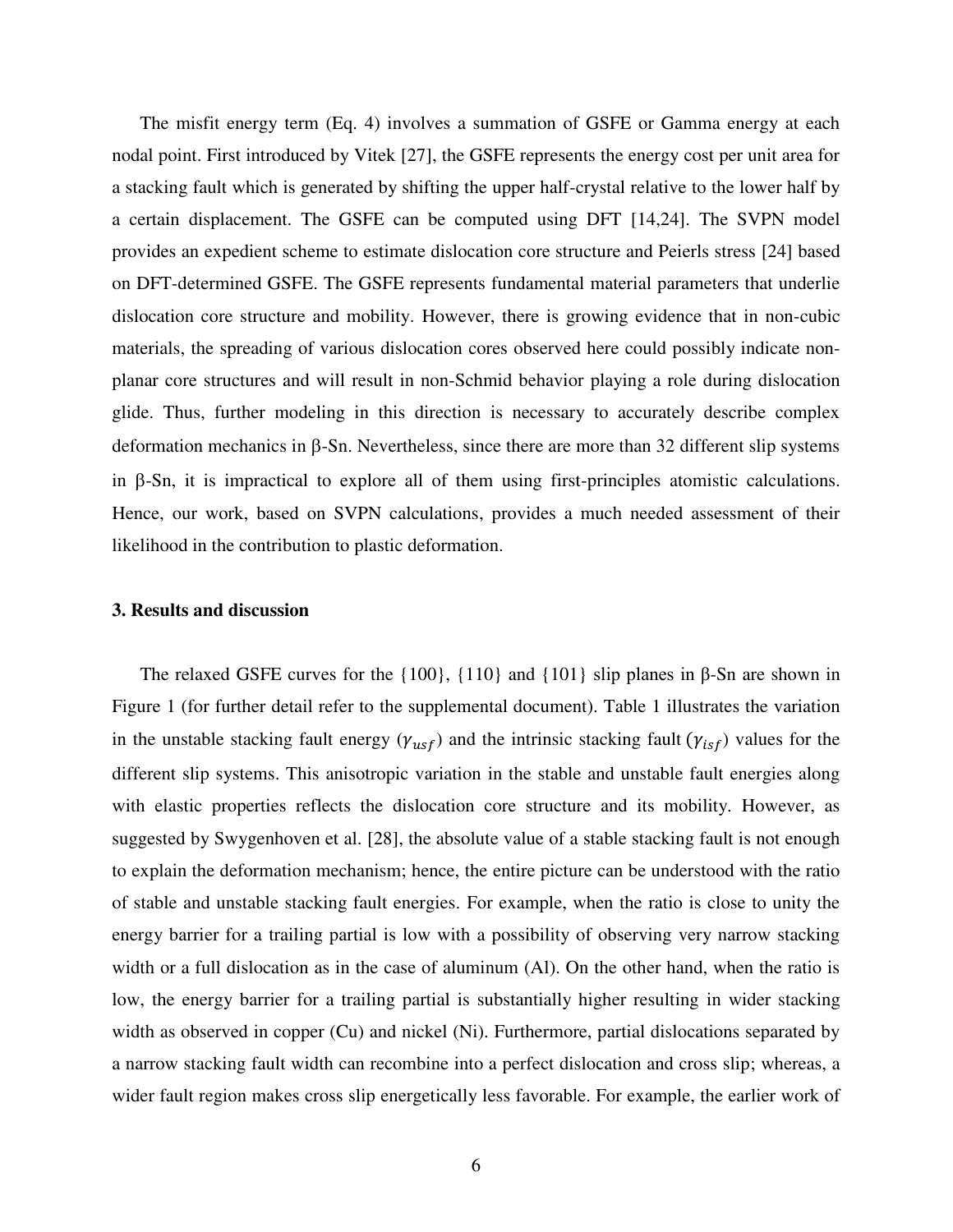The misfit energy term (Eq. 4) involves a summation of GSFE or Gamma energy at each nodal point. First introduced by Vitek [27], the GSFE represents the energy cost per unit area for a stacking fault which is generated by shifting the upper half-crystal relative to the lower half by a certain displacement. The GSFE can be computed using DFT [14,24]. The SVPN model provides an expedient scheme to estimate dislocation core structure and Peierls stress [24] based on DFT-determined GSFE. The GSFE represents fundamental material parameters that underlie dislocation core structure and mobility. However, there is growing evidence that in non-cubic materials, the spreading of various dislocation cores observed here could possibly indicate non-planar core structures and will result in non-Schmid behavior playing a role during dislocation glide. Thus, further modeling in this direction is necessary to accurately describe complex deformation mechanics in β-Sn. Nevertheless, since there are more than 32 different slip systems in β-Sn, it is impractical to explore all of them using first-principles atomistic calculations. Hence, our work, based on SVPN calculations, provides a much needed assessment of their likelihood in the contribution to plastic deformation.

### 3. Results and discussion

The relaxed GSFE curves for the {100}, {110} and {101} slip planes in β-Sn are shown in Figure 1 (for further detail refer to the supplemental document). Table 1 illustrates the variation in the unstable stacking fault energy ($\gamma_{usf}$) and the intrinsic stacking fault ($\gamma_{isf}$) values for the different slip systems. This anisotropic variation in the stable and unstable fault energies along with elastic properties reflects the dislocation core structure and its mobility. However, as suggested by Swygenhoven et al. [28], the absolute value of a stable stacking fault is not enough to explain the deformation mechanism; hence, the entire picture can be understood with the ratio of stable and unstable stacking fault energies. For example, when the ratio is close to unity the energy barrier for a trailing partial is low with a possibility of observing very narrow stacking width or a full dislocation as in the case of aluminum (Al). On the other hand, when the ratio is low, the energy barrier for a trailing partial is substantially higher resulting in wider stacking width as observed in copper (Cu) and nickel (Ni). Furthermore, partial dislocations separated by a narrow stacking fault width can recombine into a perfect dislocation and cross slip; whereas, a wider fault region makes cross slip energetically less favorable. For example, the earlier work of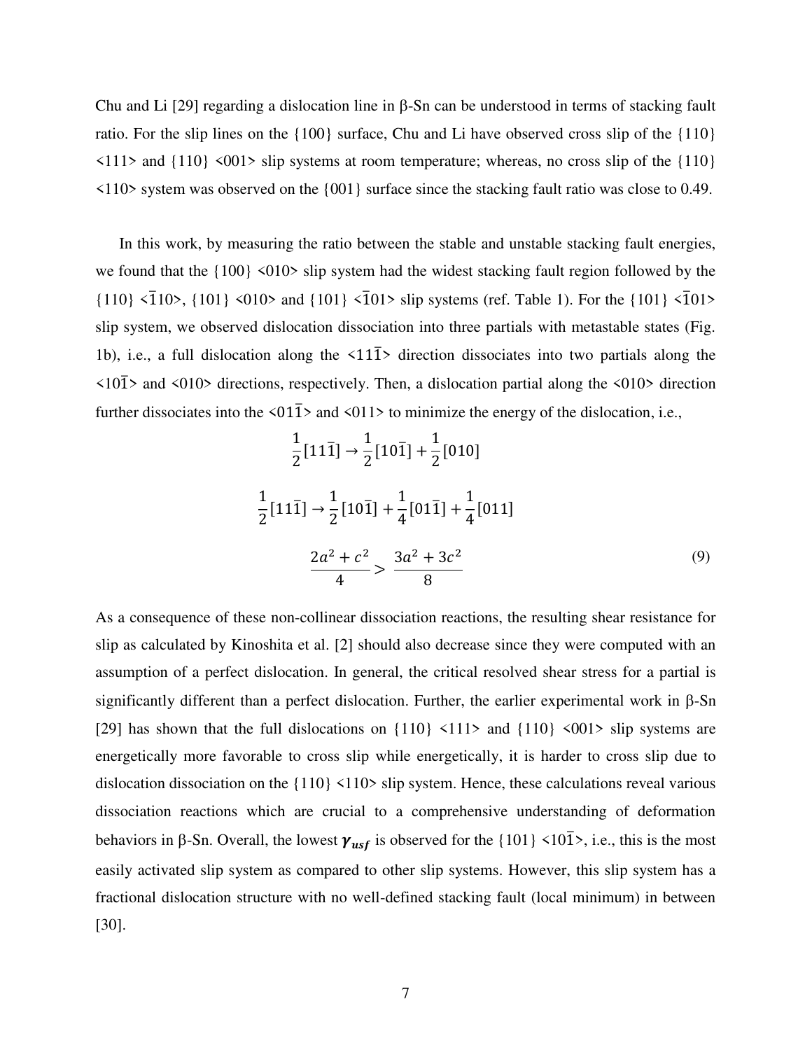Chu and Li [29] regarding a dislocation line in β-Sn can be understood in terms of stacking fault ratio. For the slip lines on the {100} surface, Chu and Li have observed cross slip of the {110} <111> and {110} <001> slip systems at room temperature; whereas, no cross slip of the {110} <110> system was observed on the {001} surface since the stacking fault ratio was close to 0.49.

In this work, by measuring the ratio between the stable and unstable stacking fault energies, we found that the {100} <010> slip system had the widest stacking fault region followed by the {110} <$\bar{1}$10>, {101} <010> and {101} <$\bar{1}$01> slip systems (ref. Table 1). For the {101} <$\bar{1}$01> slip system, we observed dislocation dissociation into three partials with metastable states (Fig. 1b), i.e., a full dislocation along the <11$\bar{1}$> direction dissociates into two partials along the <10$\bar{1}$> and <010> directions, respectively. Then, a dislocation partial along the <010> direction further dissociates into the <01$\bar{1}$> and <011> to minimize the energy of the dislocation, i.e.,

$$\frac{1}{2}[11\bar{1}] \rightarrow \frac{1}{2}[10\bar{1}] + \frac{1}{2}[010]$$

$$\frac{1}{2}[11\bar{1}] \rightarrow \frac{1}{2}[10\bar{1}] + \frac{1}{4}[01\bar{1}] + \frac{1}{4}[011]$$

$$\frac{2a^2 + c^2}{4} > \frac{3a^2 + 3c^2}{8} \tag{9}$$

As a consequence of these non-collinear dissociation reactions, the resulting shear resistance for slip as calculated by Kinoshita et al. [2] should also decrease since they were computed with an assumption of a perfect dislocation. In general, the critical resolved shear stress for a partial is significantly different than a perfect dislocation. Further, the earlier experimental work in β-Sn [29] has shown that the full dislocations on {110} <111> and {110} <001> slip systems are energetically more favorable to cross slip while energetically, it is harder to cross slip due to dislocation dissociation on the {110} <110> slip system. Hence, these calculations reveal various dissociation reactions which are crucial to a comprehensive understanding of deformation behaviors in β-Sn. Overall, the lowest $\boldsymbol{\gamma_{usf}}$ is observed for the {101} <10$\bar{1}$>, i.e., this is the most easily activated slip system as compared to other slip systems. However, this slip system has a fractional dislocation structure with no well-defined stacking fault (local minimum) in between [30].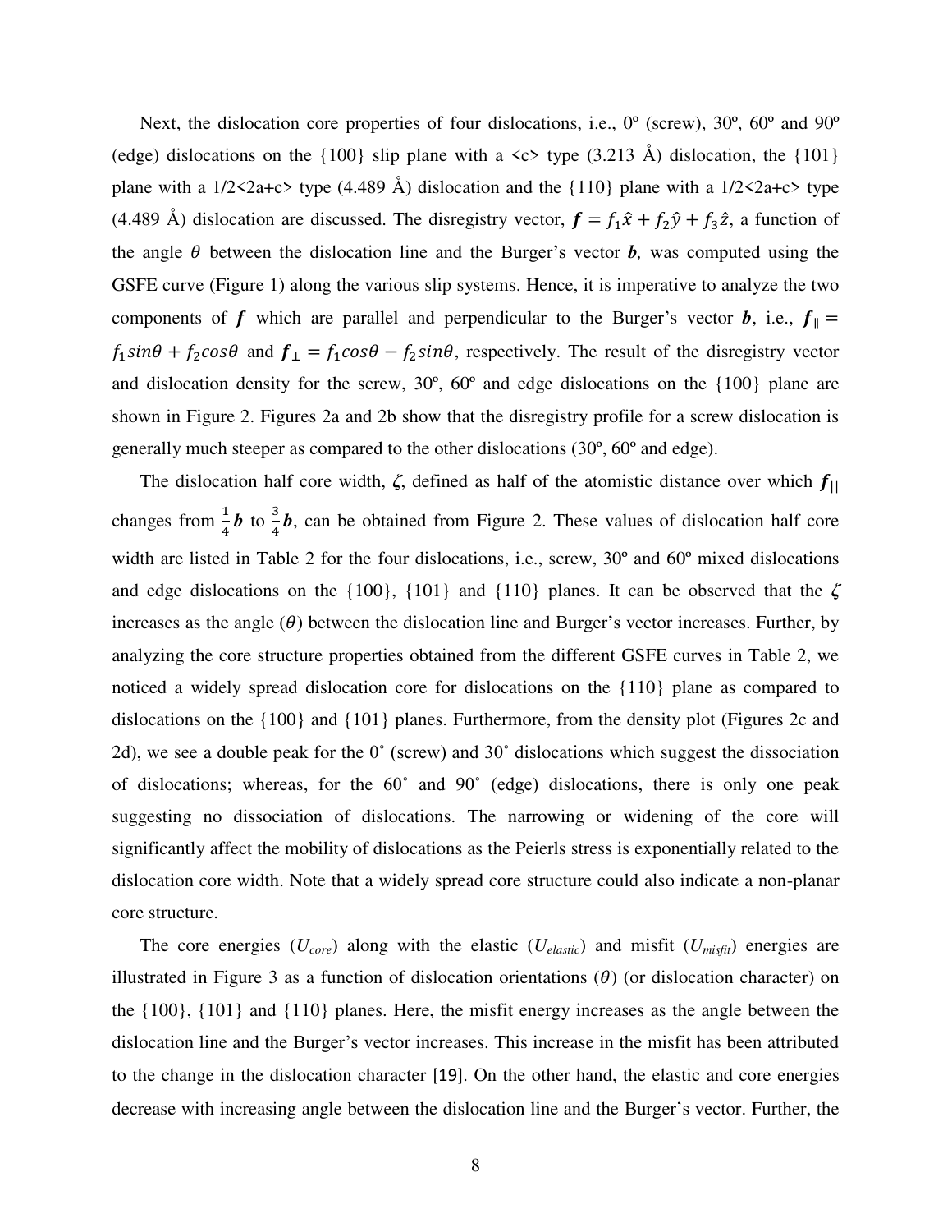Next, the dislocation core properties of four dislocations, i.e., 0º (screw), 30º, 60º and 90º (edge) dislocations on the {100} slip plane with a <c> type (3.213 Å) dislocation, the {101} plane with a 1/2<2a+c> type (4.489 Å) dislocation and the {110} plane with a 1/2<2a+c> type (4.489 Å) dislocation are discussed. The disregistry vector, $\boldsymbol{f} = f_1\hat{x} + f_2\hat{y} + f_3\hat{z}$, a function of the angle $\theta$ between the dislocation line and the Burger's vector $\boldsymbol{b}$, was computed using the GSFE curve (Figure 1) along the various slip systems. Hence, it is imperative to analyze the two components of $\boldsymbol{f}$ which are parallel and perpendicular to the Burger's vector $\boldsymbol{b}$, i.e., $\boldsymbol{f}_{\parallel} = f_1 sin\theta + f_2 cos\theta$ and $\boldsymbol{f}_{\perp} = f_1 cos\theta - f_2 sin\theta$, respectively. The result of the disregistry vector and dislocation density for the screw, 30º, 60º and edge dislocations on the {100} plane are shown in Figure 2. Figures 2a and 2b show that the disregistry profile for a screw dislocation is generally much steeper as compared to the other dislocations (30º, 60º and edge).

The dislocation half core width, $\boldsymbol{\zeta}$, defined as half of the atomistic distance over which $\boldsymbol{f}_{||}$ changes from $\frac{1}{4}\boldsymbol{b}$ to $\frac{3}{4}\boldsymbol{b}$, can be obtained from Figure 2. These values of dislocation half core width are listed in Table 2 for the four dislocations, i.e., screw, 30º and 60º mixed dislocations and edge dislocations on the {100}, {101} and {110} planes. It can be observed that the $\boldsymbol{\zeta}$ increases as the angle ($\theta$) between the dislocation line and Burger's vector increases. Further, by analyzing the core structure properties obtained from the different GSFE curves in Table 2, we noticed a widely spread dislocation core for dislocations on the {110} plane as compared to dislocations on the {100} and {101} planes. Furthermore, from the density plot (Figures 2c and 2d), we see a double peak for the 0˚ (screw) and 30˚ dislocations which suggest the dissociation of dislocations; whereas, for the 60˚ and 90˚ (edge) dislocations, there is only one peak suggesting no dissociation of dislocations. The narrowing or widening of the core will significantly affect the mobility of dislocations as the Peierls stress is exponentially related to the dislocation core width. Note that a widely spread core structure could also indicate a non-planar core structure.

The core energies ($U_{core}$) along with the elastic ($U_{elastic}$) and misfit ($U_{misfit}$) energies are illustrated in Figure 3 as a function of dislocation orientations ($\theta$) (or dislocation character) on the {100}, {101} and {110} planes. Here, the misfit energy increases as the angle between the dislocation line and the Burger's vector increases. This increase in the misfit has been attributed to the change in the dislocation character [19]. On the other hand, the elastic and core energies decrease with increasing angle between the dislocation line and the Burger's vector. Further, the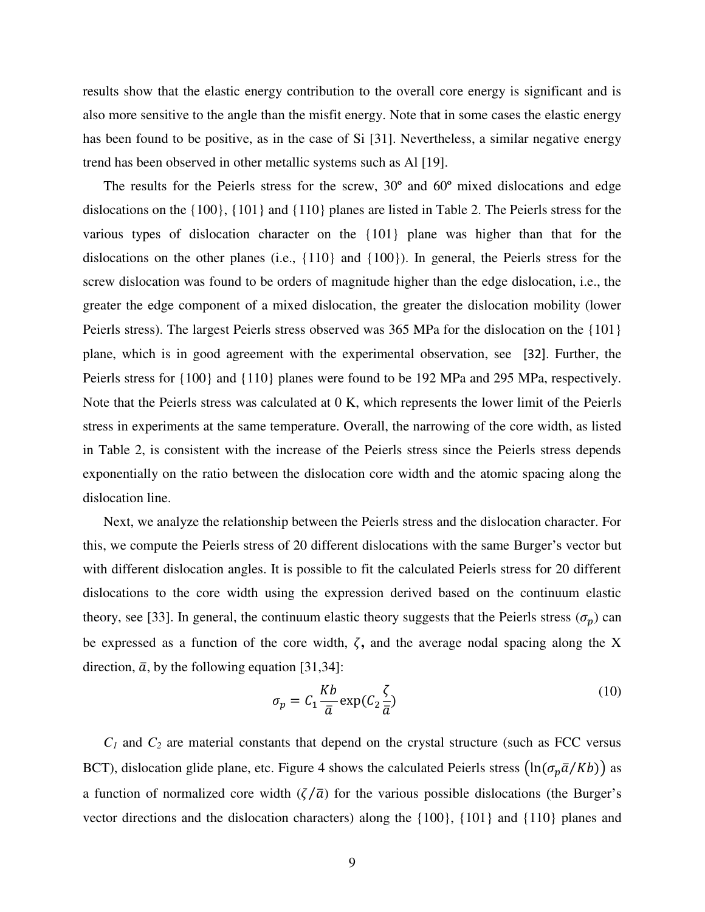results show that the elastic energy contribution to the overall core energy is significant and is also more sensitive to the angle than the misfit energy. Note that in some cases the elastic energy has been found to be positive, as in the case of Si [31]. Nevertheless, a similar negative energy trend has been observed in other metallic systems such as Al [19].

The results for the Peierls stress for the screw, 30º and 60º mixed dislocations and edge dislocations on the {100}, {101} and {110} planes are listed in Table 2. The Peierls stress for the various types of dislocation character on the {101} plane was higher than that for the dislocations on the other planes (i.e., {110} and {100}). In general, the Peierls stress for the screw dislocation was found to be orders of magnitude higher than the edge dislocation, i.e., the greater the edge component of a mixed dislocation, the greater the dislocation mobility (lower Peierls stress). The largest Peierls stress observed was 365 MPa for the dislocation on the {101} plane, which is in good agreement with the experimental observation, see [32]. Further, the Peierls stress for {100} and {110} planes were found to be 192 MPa and 295 MPa, respectively. Note that the Peierls stress was calculated at 0 K, which represents the lower limit of the Peierls stress in experiments at the same temperature. Overall, the narrowing of the core width, as listed in Table 2, is consistent with the increase of the Peierls stress since the Peierls stress depends exponentially on the ratio between the dislocation core width and the atomic spacing along the dislocation line.

Next, we analyze the relationship between the Peierls stress and the dislocation character. For this, we compute the Peierls stress of 20 different dislocations with the same Burger's vector but with different dislocation angles. It is possible to fit the calculated Peierls stress for 20 different dislocations to the core width using the expression derived based on the continuum elastic theory, see [33]. In general, the continuum elastic theory suggests that the Peierls stress ($\sigma_p$) can be expressed as a function of the core width, $\zeta$, and the average nodal spacing along the X direction, $\bar{a}$, by the following equation [31,34]:

$$\sigma_p = C_1 \frac{Kb}{\bar{a}} \exp(C_2 \frac{\zeta}{\bar{a}}) \tag{10}$$

$C_1$ and $C_2$ are material constants that depend on the crystal structure (such as FCC versus BCT), dislocation glide plane, etc. Figure 4 shows the calculated Peierls stress $\left(\ln(\sigma_p \bar{a}/Kb)\right)$ as a function of normalized core width ($\zeta/\bar{a}$) for the various possible dislocations (the Burger's vector directions and the dislocation characters) along the {100}, {101} and {110} planes and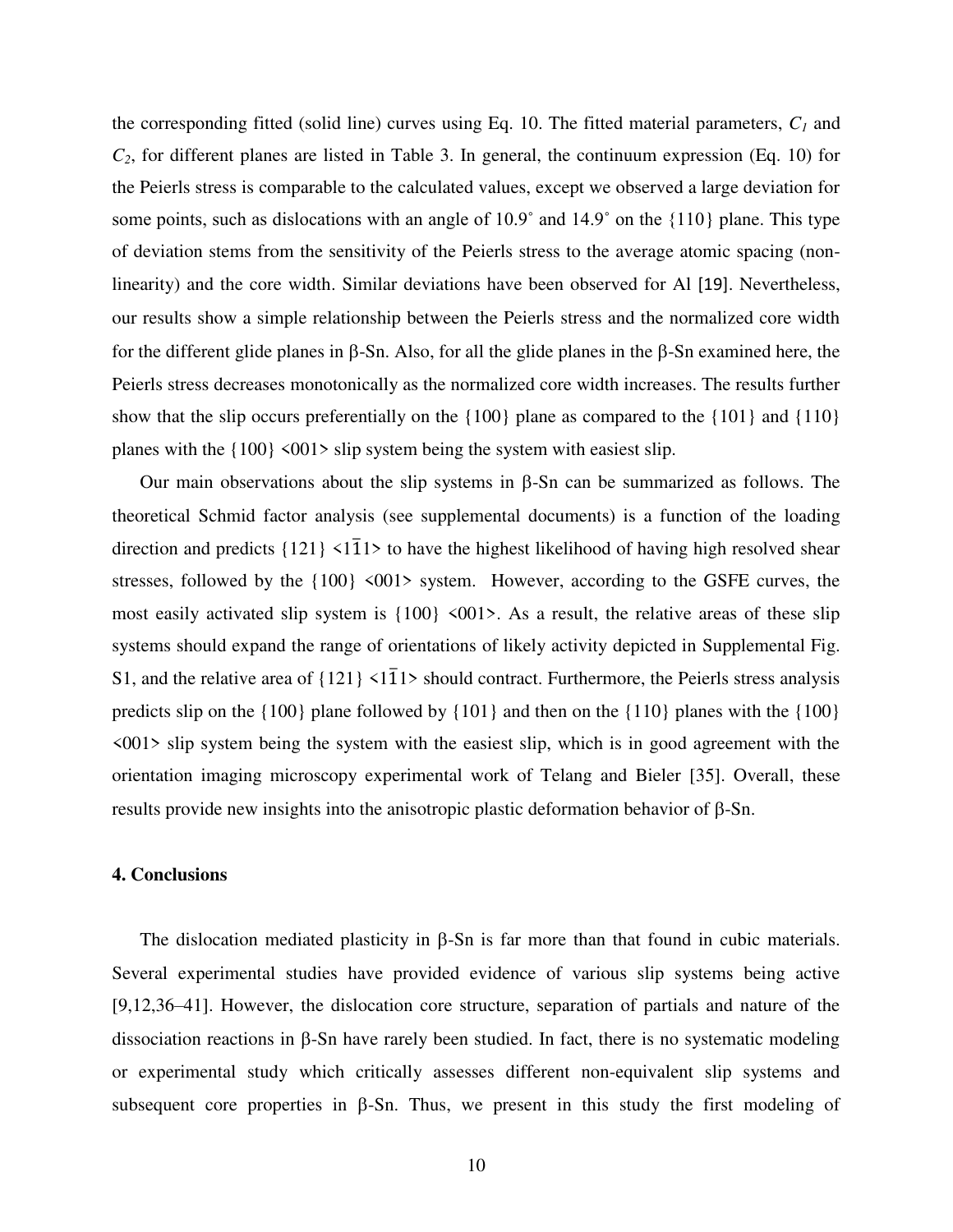the corresponding fitted (solid line) curves using Eq. 10. The fitted material parameters, $C_1$ and $C_2$, for different planes are listed in Table 3. In general, the continuum expression (Eq. 10) for the Peierls stress is comparable to the calculated values, except we observed a large deviation for some points, such as dislocations with an angle of 10.9˚ and 14.9˚ on the {110} plane. This type of deviation stems from the sensitivity of the Peierls stress to the average atomic spacing (non-linearity) and the core width. Similar deviations have been observed for Al [19]. Nevertheless, our results show a simple relationship between the Peierls stress and the normalized core width for the different glide planes in β-Sn. Also, for all the glide planes in the β-Sn examined here, the Peierls stress decreases monotonically as the normalized core width increases. The results further show that the slip occurs preferentially on the {100} plane as compared to the {101} and {110} planes with the {100} <001> slip system being the system with easiest slip.

Our main observations about the slip systems in β-Sn can be summarized as follows. The theoretical Schmid factor analysis (see supplemental documents) is a function of the loading direction and predicts {121} <1$\bar{1}$1> to have the highest likelihood of having high resolved shear stresses, followed by the {100} <001> system. However, according to the GSFE curves, the most easily activated slip system is {100} <001>. As a result, the relative areas of these slip systems should expand the range of orientations of likely activity depicted in Supplemental Fig. S1, and the relative area of {121} <1$\bar{1}$1> should contract. Furthermore, the Peierls stress analysis predicts slip on the {100} plane followed by {101} and then on the {110} planes with the {100} <001> slip system being the system with the easiest slip, which is in good agreement with the orientation imaging microscopy experimental work of Telang and Bieler [35]. Overall, these results provide new insights into the anisotropic plastic deformation behavior of β-Sn.

## 4. Conclusions

The dislocation mediated plasticity in β-Sn is far more than that found in cubic materials. Several experimental studies have provided evidence of various slip systems being active [9,12,36–41]. However, the dislocation core structure, separation of partials and nature of the dissociation reactions in β-Sn have rarely been studied. In fact, there is no systematic modeling or experimental study which critically assesses different non-equivalent slip systems and subsequent core properties in β-Sn. Thus, we present in this study the first modeling of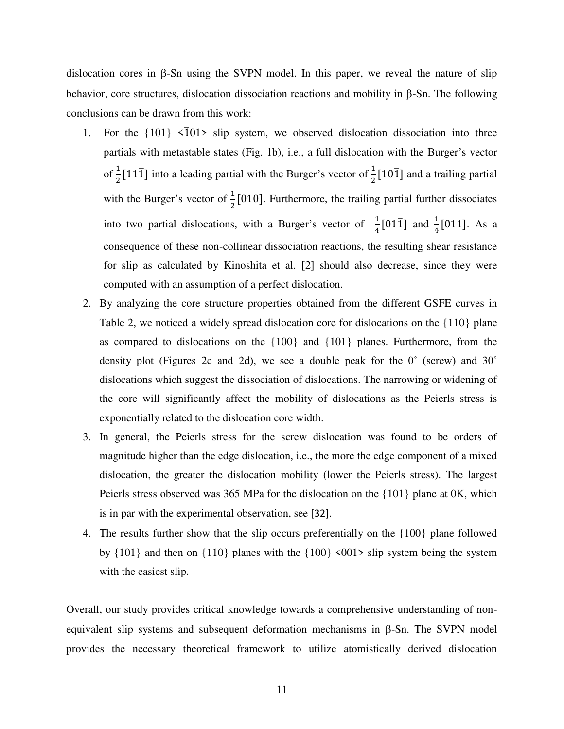dislocation cores in β-Sn using the SVPN model. In this paper, we reveal the nature of slip behavior, core structures, dislocation dissociation reactions and mobility in β-Sn. The following conclusions can be drawn from this work:

1. For the {101} <$\bar{1}$01> slip system, we observed dislocation dissociation into three partials with metastable states (Fig. 1b), i.e., a full dislocation with the Burger's vector of $\frac{1}{2}[11\bar{1}]$ into a leading partial with the Burger's vector of $\frac{1}{2}[10\bar{1}]$ and a trailing partial with the Burger's vector of $\frac{1}{2}[010]$. Furthermore, the trailing partial further dissociates into two partial dislocations, with a Burger's vector of $\frac{1}{4}[01\bar{1}]$ and $\frac{1}{4}[011]$. As a consequence of these non-collinear dissociation reactions, the resulting shear resistance for slip as calculated by Kinoshita et al. [2] should also decrease, since they were computed with an assumption of a perfect dislocation.
2. By analyzing the core structure properties obtained from the different GSFE curves in Table 2, we noticed a widely spread dislocation core for dislocations on the {110} plane as compared to dislocations on the {100} and {101} planes. Furthermore, from the density plot (Figures 2c and 2d), we see a double peak for the 0˚ (screw) and 30˚ dislocations which suggest the dissociation of dislocations. The narrowing or widening of the core will significantly affect the mobility of dislocations as the Peierls stress is exponentially related to the dislocation core width.
3. In general, the Peierls stress for the screw dislocation was found to be orders of magnitude higher than the edge dislocation, i.e., the more the edge component of a mixed dislocation, the greater the dislocation mobility (lower the Peierls stress). The largest Peierls stress observed was 365 MPa for the dislocation on the {101} plane at 0K, which is in par with the experimental observation, see [32].
4. The results further show that the slip occurs preferentially on the {100} plane followed by {101} and then on {110} planes with the {100} <001> slip system being the system with the easiest slip.

Overall, our study provides critical knowledge towards a comprehensive understanding of non-equivalent slip systems and subsequent deformation mechanisms in β-Sn. The SVPN model provides the necessary theoretical framework to utilize atomistically derived dislocation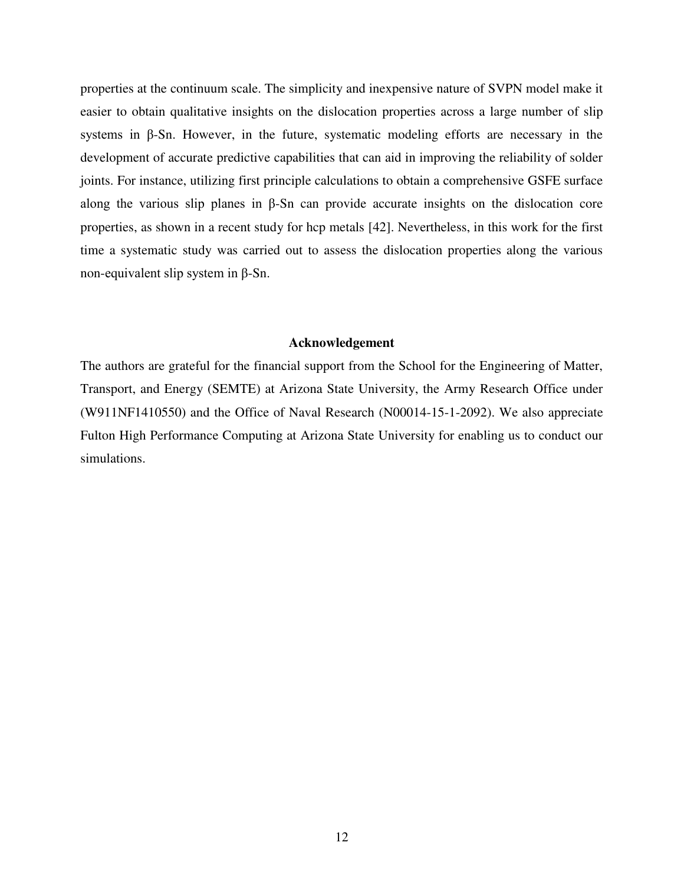properties at the continuum scale. The simplicity and inexpensive nature of SVPN model make it easier to obtain qualitative insights on the dislocation properties across a large number of slip systems in β-Sn. However, in the future, systematic modeling efforts are necessary in the development of accurate predictive capabilities that can aid in improving the reliability of solder joints. For instance, utilizing first principle calculations to obtain a comprehensive GSFE surface along the various slip planes in β-Sn can provide accurate insights on the dislocation core properties, as shown in a recent study for hcp metals [42]. Nevertheless, in this work for the first time a systematic study was carried out to assess the dislocation properties along the various non-equivalent slip system in β-Sn.

## Acknowledgement

The authors are grateful for the financial support from the School for the Engineering of Matter, Transport, and Energy (SEMTE) at Arizona State University, the Army Research Office under (W911NF1410550) and the Office of Naval Research (N00014-15-1-2092). We also appreciate Fulton High Performance Computing at Arizona State University for enabling us to conduct our simulations.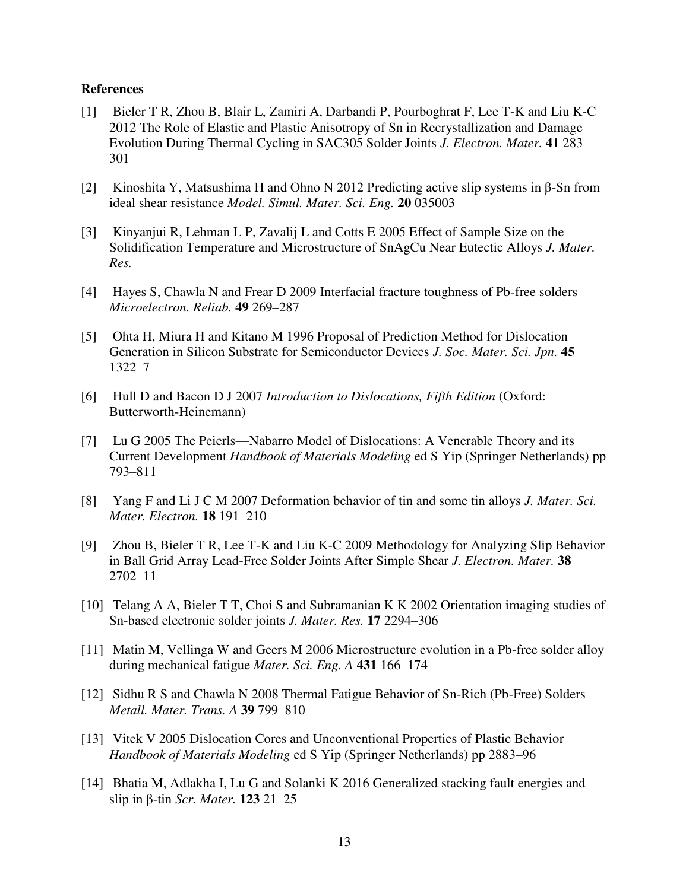**References**

[1] Bieler T R, Zhou B, Blair L, Zamiri A, Darbandi P, Pourboghrat F, Lee T-K and Liu K-C 2012 The Role of Elastic and Plastic Anisotropy of Sn in Recrystallization and Damage Evolution During Thermal Cycling in SAC305 Solder Joints *J. Electron. Mater.* **41** 283–301

[2] Kinoshita Y, Matsushima H and Ohno N 2012 Predicting active slip systems in β-Sn from ideal shear resistance *Model. Simul. Mater. Sci. Eng.* **20** 035003

[3] Kinyanjui R, Lehman L P, Zavalij L and Cotts E 2005 Effect of Sample Size on the Solidification Temperature and Microstructure of SnAgCu Near Eutectic Alloys *J. Mater. Res.*

[4] Hayes S, Chawla N and Frear D 2009 Interfacial fracture toughness of Pb-free solders *Microelectron. Reliab.* **49** 269–287

[5] Ohta H, Miura H and Kitano M 1996 Proposal of Prediction Method for Dislocation Generation in Silicon Substrate for Semiconductor Devices *J. Soc. Mater. Sci. Jpn.* **45** 1322–7

[6] Hull D and Bacon D J 2007 *Introduction to Dislocations, Fifth Edition* (Oxford: Butterworth-Heinemann)

[7] Lu G 2005 The Peierls—Nabarro Model of Dislocations: A Venerable Theory and its Current Development *Handbook of Materials Modeling* ed S Yip (Springer Netherlands) pp 793–811

[8] Yang F and Li J C M 2007 Deformation behavior of tin and some tin alloys *J. Mater. Sci. Mater. Electron.* **18** 191–210

[9] Zhou B, Bieler T R, Lee T-K and Liu K-C 2009 Methodology for Analyzing Slip Behavior in Ball Grid Array Lead-Free Solder Joints After Simple Shear *J. Electron. Mater.* **38** 2702–11

[10] Telang A A, Bieler T T, Choi S and Subramanian K K 2002 Orientation imaging studies of Sn-based electronic solder joints *J. Mater. Res.* **17** 2294–306

[11] Matin M, Vellinga W and Geers M 2006 Microstructure evolution in a Pb-free solder alloy during mechanical fatigue *Mater. Sci. Eng. A* **431** 166–174

[12] Sidhu R S and Chawla N 2008 Thermal Fatigue Behavior of Sn-Rich (Pb-Free) Solders *Metall. Mater. Trans. A* **39** 799–810

[13] Vitek V 2005 Dislocation Cores and Unconventional Properties of Plastic Behavior *Handbook of Materials Modeling* ed S Yip (Springer Netherlands) pp 2883–96

[14] Bhatia M, Adlakha I, Lu G and Solanki K 2016 Generalized stacking fault energies and slip in β-tin *Scr. Mater.* **123** 21–25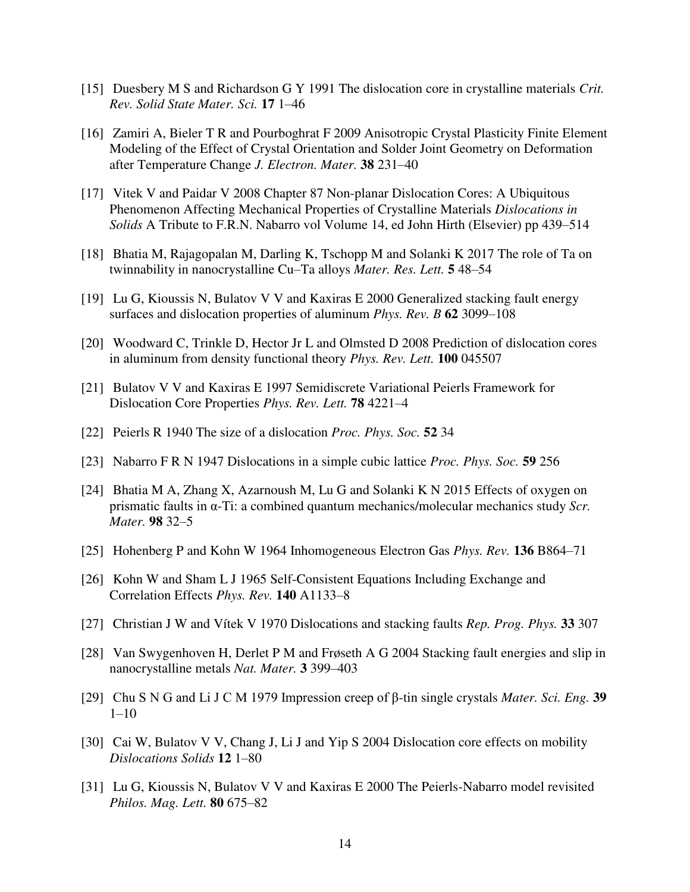[15] Duesbery M S and Richardson G Y 1991 The dislocation core in crystalline materials *Crit. Rev. Solid State Mater. Sci.* **17** 1–46

[16] Zamiri A, Bieler T R and Pourboghrat F 2009 Anisotropic Crystal Plasticity Finite Element Modeling of the Effect of Crystal Orientation and Solder Joint Geometry on Deformation after Temperature Change *J. Electron. Mater.* **38** 231–40

[17] Vitek V and Paidar V 2008 Chapter 87 Non-planar Dislocation Cores: A Ubiquitous Phenomenon Affecting Mechanical Properties of Crystalline Materials *Dislocations in Solids* A Tribute to F.R.N. Nabarro vol Volume 14, ed John Hirth (Elsevier) pp 439–514

[18] Bhatia M, Rajagopalan M, Darling K, Tschopp M and Solanki K 2017 The role of Ta on twinnability in nanocrystalline Cu–Ta alloys *Mater. Res. Lett.* **5** 48–54

[19] Lu G, Kioussis N, Bulatov V V and Kaxiras E 2000 Generalized stacking fault energy surfaces and dislocation properties of aluminum *Phys. Rev. B* **62** 3099–108

[20] Woodward C, Trinkle D, Hector Jr L and Olmsted D 2008 Prediction of dislocation cores in aluminum from density functional theory *Phys. Rev. Lett.* **100** 045507

[21] Bulatov V V and Kaxiras E 1997 Semidiscrete Variational Peierls Framework for Dislocation Core Properties *Phys. Rev. Lett.* **78** 4221–4

[22] Peierls R 1940 The size of a dislocation *Proc. Phys. Soc.* **52** 34

[23] Nabarro F R N 1947 Dislocations in a simple cubic lattice *Proc. Phys. Soc.* **59** 256

[24] Bhatia M A, Zhang X, Azarnoush M, Lu G and Solanki K N 2015 Effects of oxygen on prismatic faults in α-Ti: a combined quantum mechanics/molecular mechanics study *Scr. Mater.* **98** 32–5

[25] Hohenberg P and Kohn W 1964 Inhomogeneous Electron Gas *Phys. Rev.* **136** B864–71

[26] Kohn W and Sham L J 1965 Self-Consistent Equations Including Exchange and Correlation Effects *Phys. Rev.* **140** A1133–8

[27] Christian J W and Vítek V 1970 Dislocations and stacking faults *Rep. Prog. Phys.* **33** 307

[28] Van Swygenhoven H, Derlet P M and Frøseth A G 2004 Stacking fault energies and slip in nanocrystalline metals *Nat. Mater.* **3** 399–403

[29] Chu S N G and Li J C M 1979 Impression creep of β-tin single crystals *Mater. Sci. Eng.* **39** 1–10

[30] Cai W, Bulatov V V, Chang J, Li J and Yip S 2004 Dislocation core effects on mobility *Dislocations Solids* **12** 1–80

[31] Lu G, Kioussis N, Bulatov V V and Kaxiras E 2000 The Peierls-Nabarro model revisited *Philos. Mag. Lett.* **80** 675–82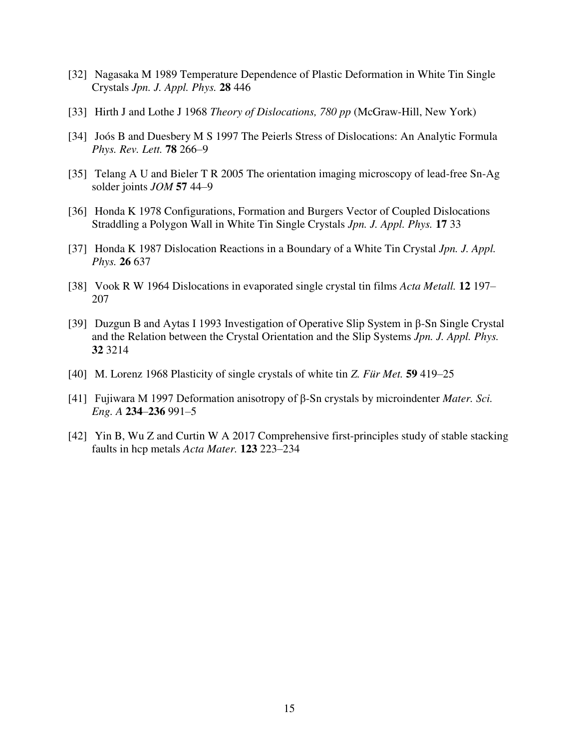[32] Nagasaka M 1989 Temperature Dependence of Plastic Deformation in White Tin Single Crystals *Jpn. J. Appl. Phys.* **28** 446

[33] Hirth J and Lothe J 1968 *Theory of Dislocations, 780 pp* (McGraw-Hill, New York)

[34] Joós B and Duesbery M S 1997 The Peierls Stress of Dislocations: An Analytic Formula *Phys. Rev. Lett.* **78** 266–9

[35] Telang A U and Bieler T R 2005 The orientation imaging microscopy of lead-free Sn-Ag solder joints *JOM* **57** 44–9

[36] Honda K 1978 Configurations, Formation and Burgers Vector of Coupled Dislocations Straddling a Polygon Wall in White Tin Single Crystals *Jpn. J. Appl. Phys.* **17** 33

[37] Honda K 1987 Dislocation Reactions in a Boundary of a White Tin Crystal *Jpn. J. Appl. Phys.* **26** 637

[38] Vook R W 1964 Dislocations in evaporated single crystal tin films *Acta Metall.* **12** 197–207

[39] Duzgun B and Aytas I 1993 Investigation of Operative Slip System in β-Sn Single Crystal and the Relation between the Crystal Orientation and the Slip Systems *Jpn. J. Appl. Phys.* **32** 3214

[40] M. Lorenz 1968 Plasticity of single crystals of white tin *Z. Für Met.* **59** 419–25

[41] Fujiwara M 1997 Deformation anisotropy of β-Sn crystals by microindenter *Mater. Sci. Eng. A* **234**–**236** 991–5

[42] Yin B, Wu Z and Curtin W A 2017 Comprehensive first-principles study of stable stacking faults in hcp metals *Acta Mater.* **123** 223–234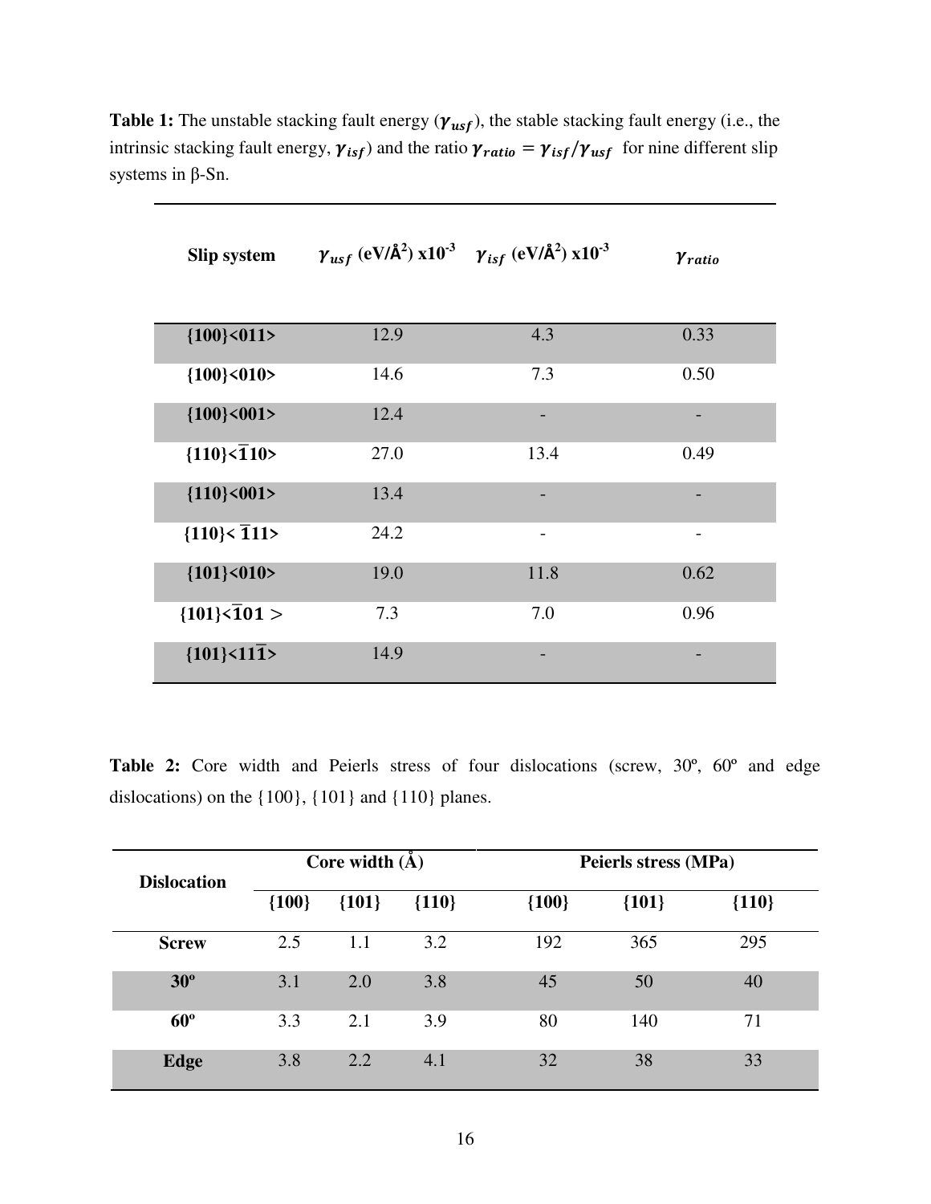**Table 1:** The unstable stacking fault energy ($\gamma_{usf}$), the stable stacking fault energy (i.e., the intrinsic stacking fault energy, $\gamma_{isf}$) and the ratio $\gamma_{ratio} = \gamma_{isf}/\gamma_{usf}$ for nine different slip systems in β-Sn.

| Slip system | $\gamma_{usf}$ (eV/Å$^2$) x10$^{-3}$ | $\gamma_{isf}$ (eV/Å$^2$) x10$^{-3}$ | $\gamma_{ratio}$ |
|---|---|---|---|
| **{100}<011>** | 12.9 | 4.3 | 0.33 |
| **{100}<010>** | 14.6 | 7.3 | 0.50 |
| **{100}<001>** | 12.4 | - | - |
| **{110}<$\bar{1}$10>** | 27.0 | 13.4 | 0.49 |
| **{110}<001>** | 13.4 | - | - |
| **{110}< $\bar{1}$11>** | 24.2 | - | - |
| **{101}<010>** | 19.0 | 11.8 | 0.62 |
| **{101}<$\bar{1}$01 >** | 7.3 | 7.0 | 0.96 |
| **{101}<11$\bar{1}$>** | 14.9 | - | - |

**Table 2:** Core width and Peierls stress of four dislocations (screw, 30º, 60º and edge dislocations) on the {100}, {101} and {110} planes.

| Dislocation | Core width (Å) | | | Peierls stress (MPa) | | |
|---|---|---|---|---|---|---|
| | {100} | {101} | {110} | {100} | {101} | {110} |
| **Screw** | 2.5 | 1.1 | 3.2 | 192 | 365 | 295 |
| **30º** | 3.1 | 2.0 | 3.8 | 45 | 50 | 40 |
| **60º** | 3.3 | 2.1 | 3.9 | 80 | 140 | 71 |
| **Edge** | 3.8 | 2.2 | 4.1 | 32 | 38 | 33 |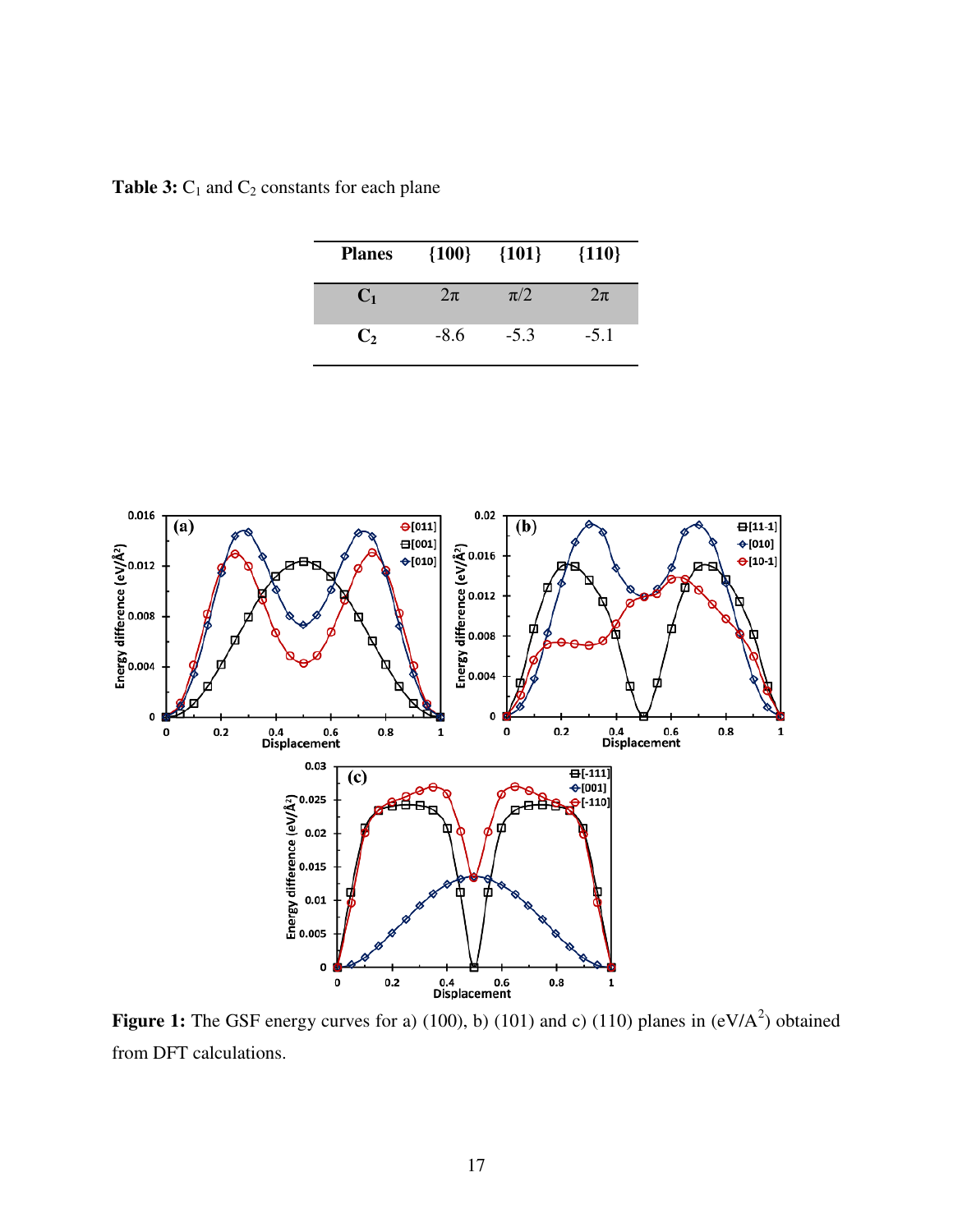**Table 3:** $C_1$ and $C_2$ constants for each plane

| Planes | {100} | {101} | {110} |
|---|---|---|---|
| $C_1$ | $2\pi$ | $\pi/2$ | $2\pi$ |
| $C_2$ | -8.6 | -5.3 | -5.1 |

**Figure 1:** The GSF energy curves for a) (100), b) (101) and c) (110) planes in (eV/A$^2$) obtained from DFT calculations.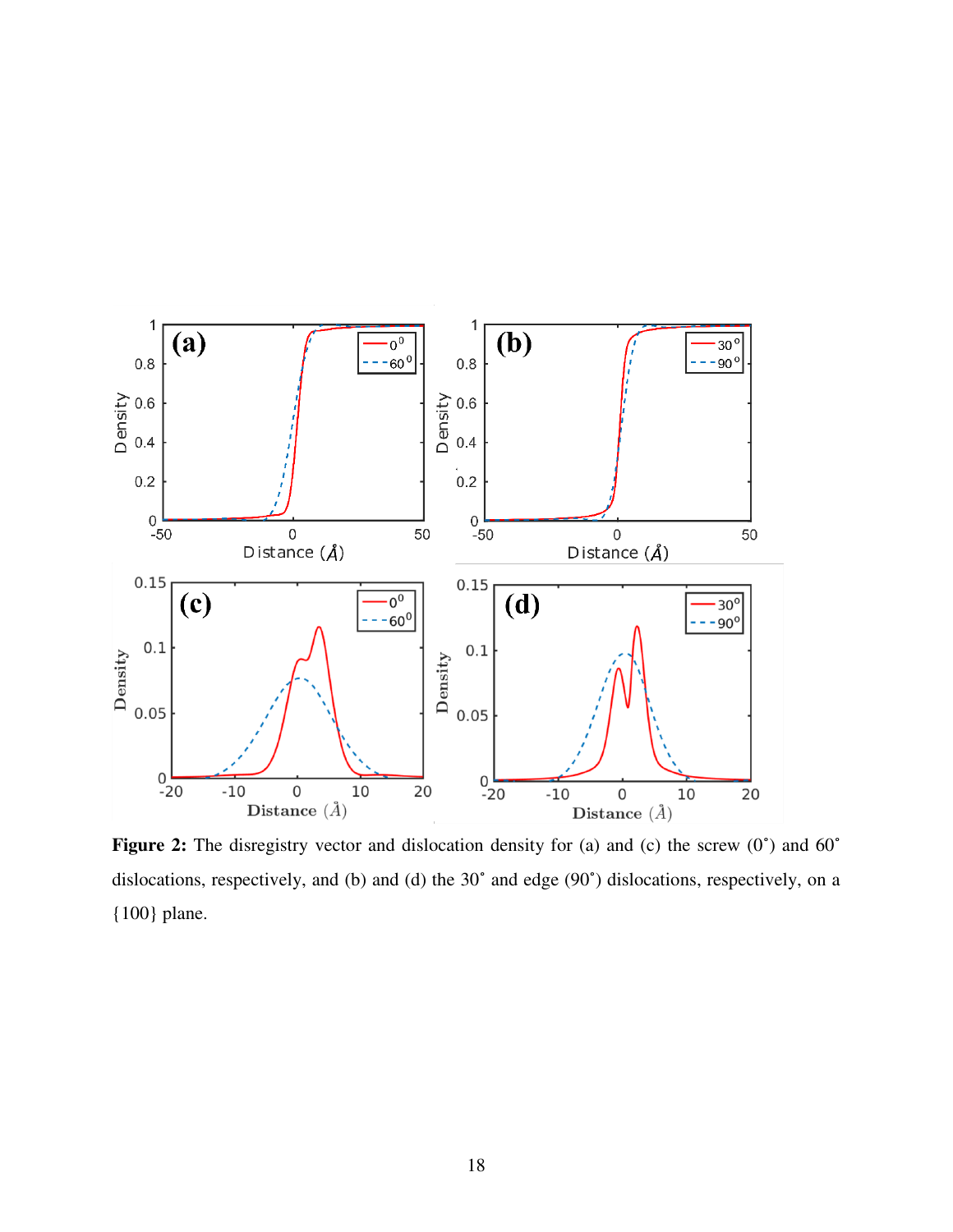**Figure 2:** The disregistry vector and dislocation density for (a) and (c) the screw (0˚) and 60˚ dislocations, respectively, and (b) and (d) the 30˚ and edge (90˚) dislocations, respectively, on a {100} plane.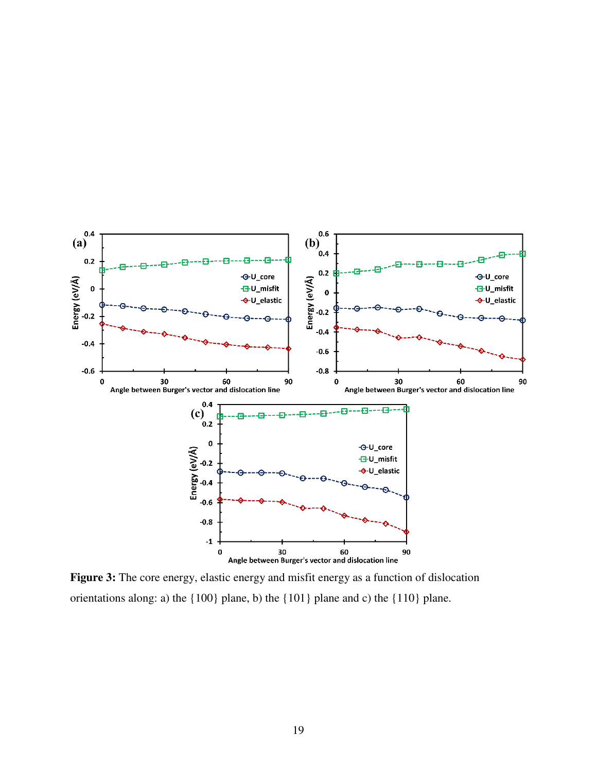**Figure 3:** The core energy, elastic energy and misfit energy as a function of dislocation orientations along: a) the {100} plane, b) the {101} plane and c) the {110} plane.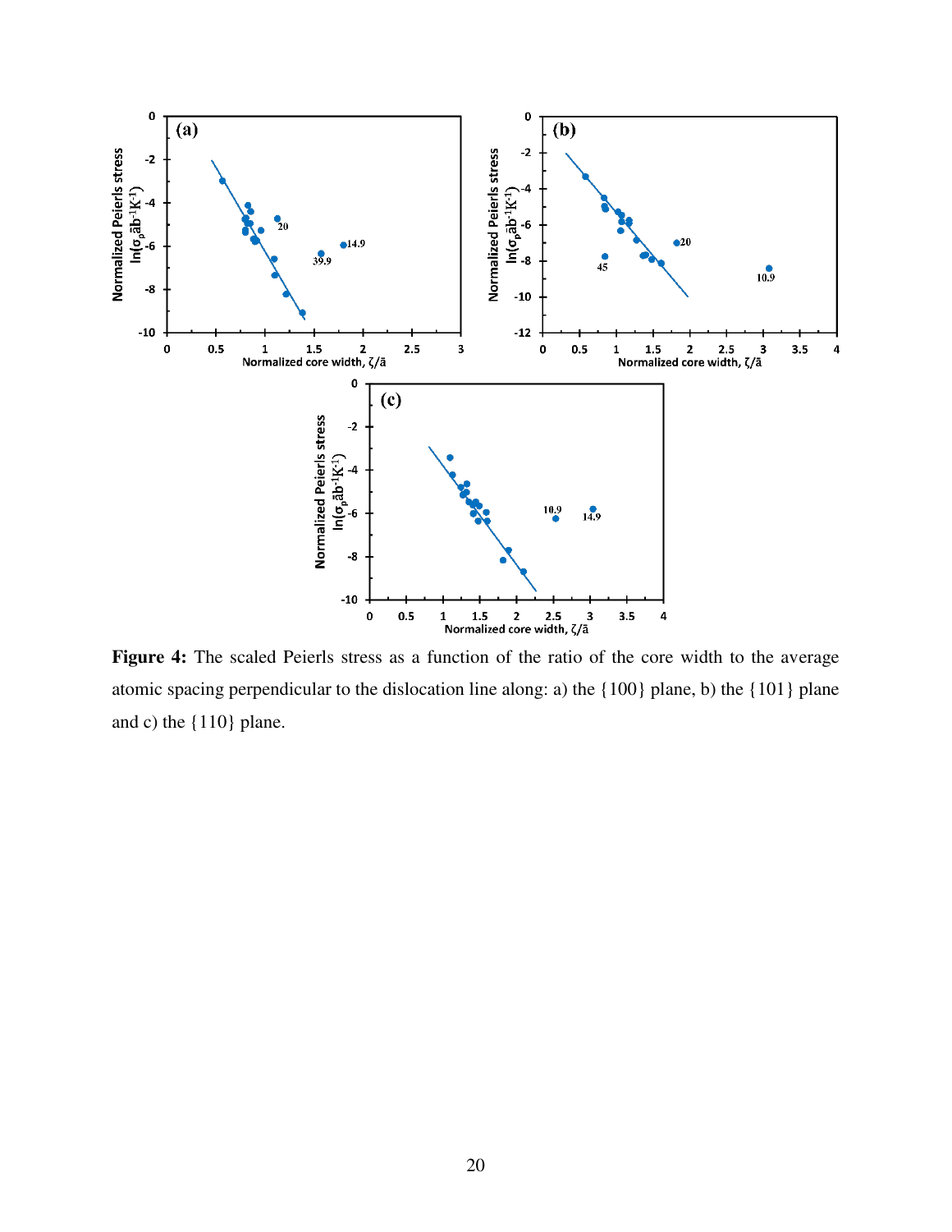(a)

Normalized Peierls stress $\ln(\sigma_p \bar{a} b^{-1} K^{-1})$

Normalized core width, $\zeta/\bar{a}$

0, -2, -4, -6, -8, -10

0, 0.5, 1, 1.5, 2, 2.5, 3

20

14.9

39.9

(b)

Normalized Peierls stress $\ln(\sigma_p \bar{a} b^{-1} K^{-1})$

Normalized core width, $\zeta/\bar{a}$

0, -2, -4, -6, -8, -10, -12

0, 0.5, 1, 1.5, 2, 2.5, 3, 3.5, 4

20

45

10.9

(c)

Normalized Peierls stress $\ln(\sigma_p \bar{a} b^{-1} K^{-1})$

Normalized core width, $\zeta/\bar{a}$

0, -2, -4, -6, -8, -10

0, 0.5, 1, 1.5, 2, 2.5, 3, 3.5, 4

10.9

14.9

**Figure 4:** The scaled Peierls stress as a function of the ratio of the core width to the average atomic spacing perpendicular to the dislocation line along: a) the {100} plane, b) the {101} plane and c) the {110} plane.